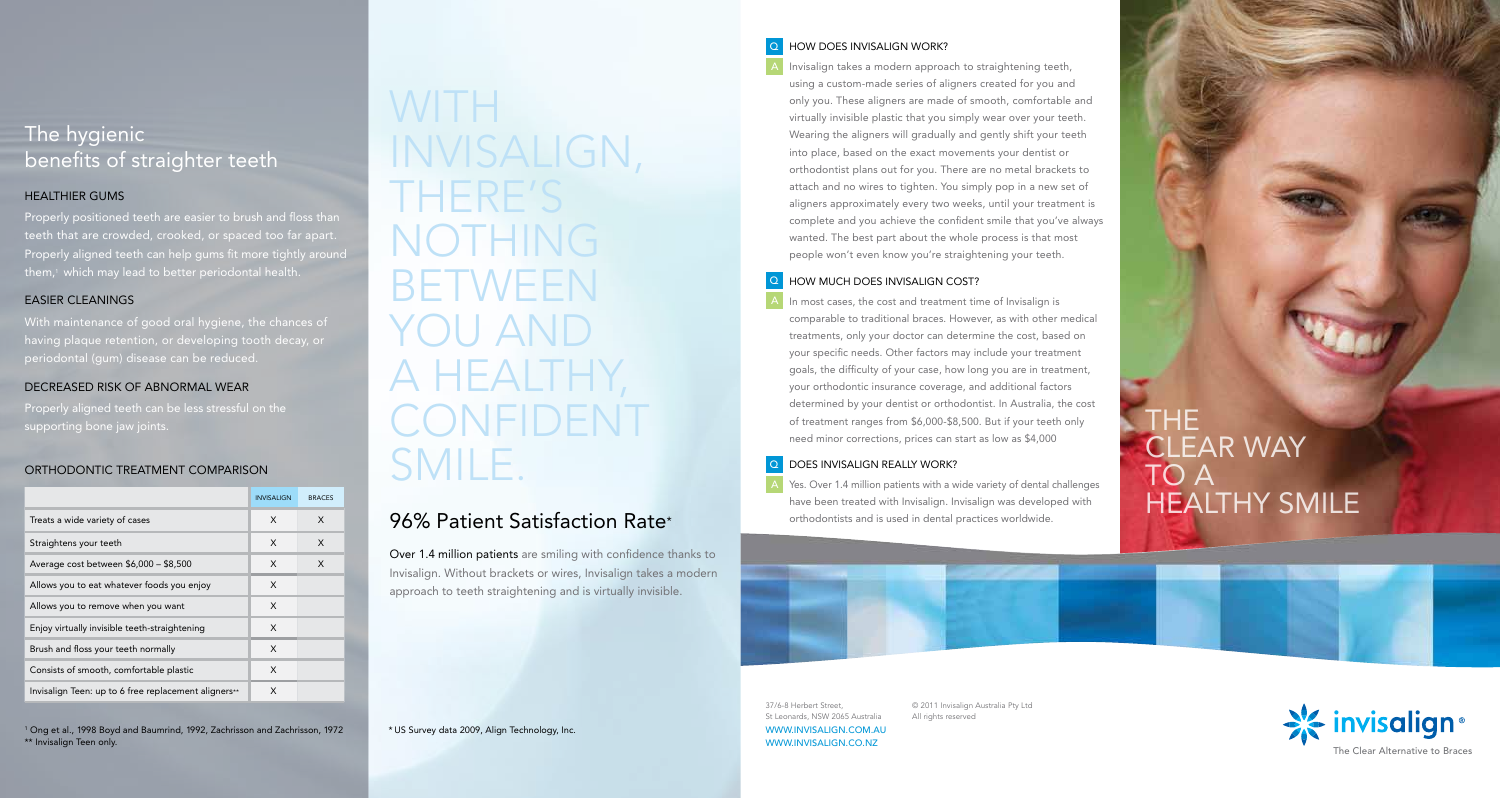## The hygienic benefits of straighter teeth

### HEALTHIER GUMS

Properly positioned teeth are easier to brush and floss than teeth that are crowded, crooked, or spaced too far apart. Properly aligned teeth can help gums fit more tightly around them,[1] which may lead to better periodontal health.

### EASIER CLEANINGS

With maintenance of good oral hygiene, the chances of having plaque retention, or developing tooth decay, or periodontal (gum) disease can be reduced.

### DECREASED RISK OF ABNORMAL WEAR

Properly aligned teeth can be less stressful on the supporting bone jaw joints.

### ORTHODONTIC TREATMENT COMPARISON

| | INVISALIGN | BRACES |
|---|---|---|
| Treats a wide variety of cases | X | X |
| Straightens your teeth | X | X |
| Average cost between $6,000 – $8,500 | X | X |
| Allows you to eat whatever foods you enjoy | X | |
| Allows you to remove when you want | X | |
| Enjoy virtually invisible teeth-straightening | X | |
| Brush and floss your teeth normally | X | |
| Consists of smooth, comfortable plastic | X | |
| Invisalign Teen: up to 6 free replacement aligners** | X | |

[1] Ong et al., 1998 Boyd and Baumrind, 1992, Zachrisson and Zachrisson, 1972
** Invisalign Teen only.

# WITH INVISALIGN, THERE'S NOTHING BETWEEN YOU AND A HEALTHY, CONFIDENT SMILE.

## 96% Patient Satisfaction Rate*

**Over 1.4 million patients** are smiling with confidence thanks to Invisalign. Without brackets or wires, Invisalign takes a modern approach to teeth straightening and is virtually invisible.

* US Survey data 2009, Align Technology, Inc.

### Q HOW DOES INVISALIGN WORK?

A Invisalign takes a modern approach to straightening teeth, using a custom-made series of aligners created for you and only you. These aligners are made of smooth, comfortable and virtually invisible plastic that you simply wear over your teeth. Wearing the aligners will gradually and gently shift your teeth into place, based on the exact movements your dentist or orthodontist plans out for you. There are no metal brackets to attach and no wires to tighten. You simply pop in a new set of aligners approximately every two weeks, until your treatment is complete and you achieve the confident smile that you've always wanted. The best part about the whole process is that most people won't even know you're straightening your teeth.

### Q HOW MUCH DOES INVISALIGN COST?

A In most cases, the cost and treatment time of Invisalign is comparable to traditional braces. However, as with other medical treatments, only your doctor can determine the cost, based on your specific needs. Other factors may include your treatment goals, the difficulty of your case, how long you are in treatment, your orthodontic insurance coverage, and additional factors determined by your dentist or orthodontist. In Australia, the cost of treatment ranges from $6,000-$8,500. But if your teeth only need minor corrections, prices can start as low as $4,000

### Q DOES INVISALIGN REALLY WORK?

A Yes. Over 1.4 million patients with a wide variety of dental challenges have been treated with Invisalign. Invisalign was developed with orthodontists and is used in dental practices worldwide.

# THE CLEAR WAY TO A HEALTHY SMILE

37/6-8 Herbert Street,
St Leonards, NSW 2065 Australia
WWW.INVISALIGN.COM.AU
WWW.INVISALIGN.CO.NZ

© 2011 Invisalign Australia Pty Ltd
All rights reserved

invisalign®
The Clear Alternative to Braces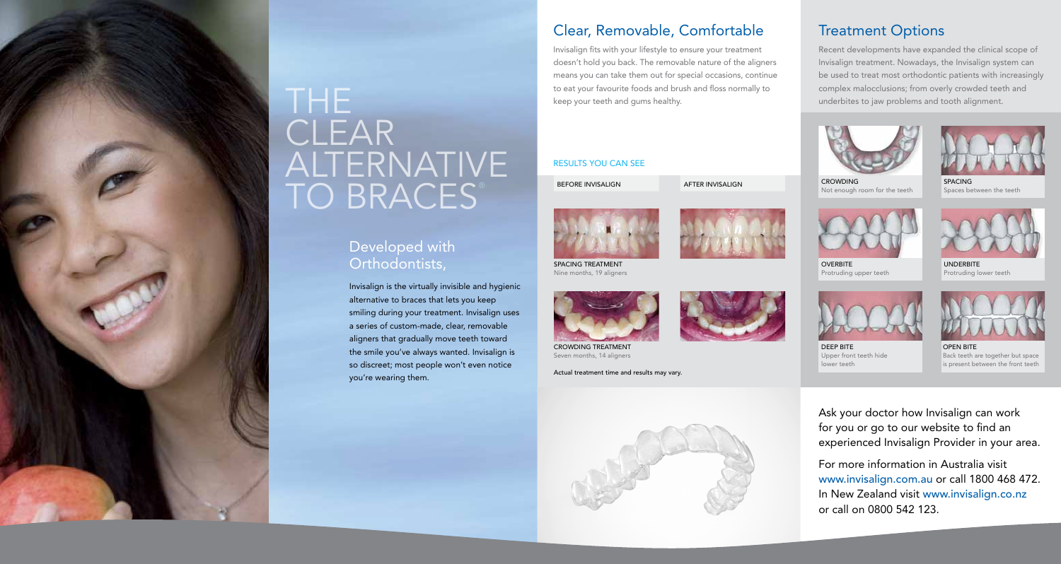# THE CLEAR ALTERNATIVE TO BRACES®

## Developed with Orthodontists,

Invisalign is the virtually invisible and hygienic alternative to braces that lets you keep smiling during your treatment. Invisalign uses a series of custom-made, clear, removable aligners that gradually move teeth toward the smile you've always wanted. Invisalign is so discreet; most people won't even notice you're wearing them.

## Clear, Removable, Comfortable

Invisalign fits with your lifestyle to ensure your treatment doesn't hold you back. The removable nature of the aligners means you can take them out for special occasions, continue to eat your favourite foods and brush and floss normally to keep your teeth and gums healthy.

### RESULTS YOU CAN SEE

BEFORE INVISALIGN

AFTER INVISALIGN

SPACING TREATMENT
Nine months, 19 aligners

CROWDING TREATMENT
Seven months, 14 aligners

Actual treatment time and results may vary.

## Treatment Options

Recent developments have expanded the clinical scope of Invisalign treatment. Nowadays, the Invisalign system can be used to treat most orthodontic patients with increasingly complex malocclusions; from overly crowded teeth and underbites to jaw problems and tooth alignment.

CROWDING
Not enough room for the teeth

SPACING
Spaces between the teeth

OVERBITE
Protruding upper teeth

UNDERBITE
Protruding lower teeth

DEEP BITE
Upper front teeth hide lower teeth

OPEN BITE
Back teeth are together but space is present between the front teeth

Ask your doctor how Invisalign can work for you or go to our website to find an experienced Invisalign Provider in your area.

For more information in Australia visit www.invisalign.com.au or call 1800 468 472. In New Zealand visit www.invisalign.co.nz or call on 0800 542 123.